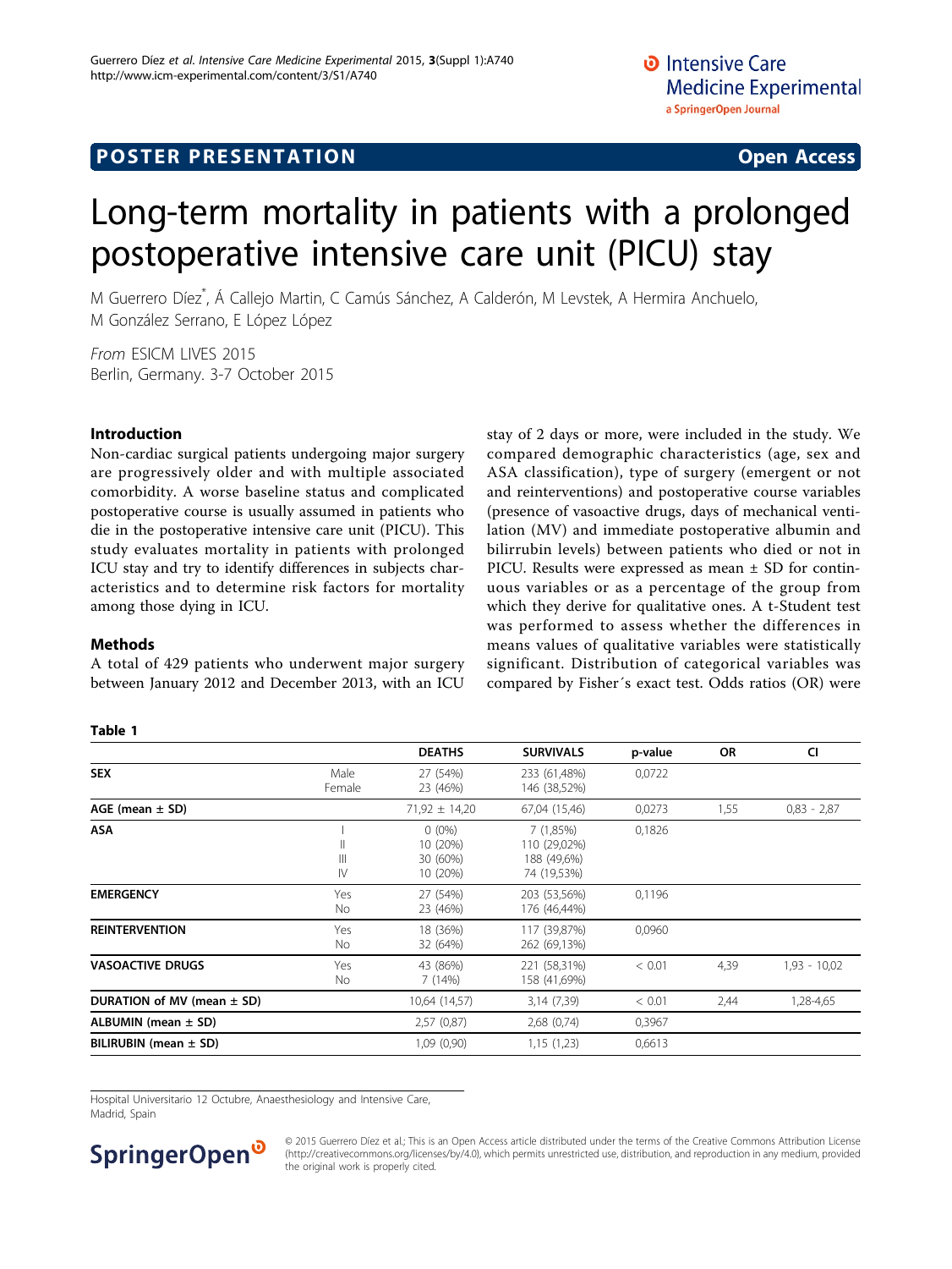POSTER PRESENTATION

Open Access

# Long-term mortality in patients with a prolonged postoperative intensive care unit (PICU) stay

M Guerrero Díez*, Á Callejo Martin, C Camús Sánchez, A Calderón, M Levstek, A Hermira Anchuelo, M González Serrano, E López López

*From* ESICM LIVES 2015
Berlin, Germany. 3-7 October 2015

## Introduction

Non-cardiac surgical patients undergoing major surgery are progressively older and with multiple associated comorbidity. A worse baseline status and complicated postoperative course is usually assumed in patients who die in the postoperative intensive care unit (PICU). This study evaluates mortality in patients with prolonged ICU stay and try to identify differences in subjects characteristics and to determine risk factors for mortality among those dying in ICU.

## Methods

A total of 429 patients who underwent major surgery between January 2012 and December 2013, with an ICU stay of 2 days or more, were included in the study. We compared demographic characteristics (age, sex and ASA classification), type of surgery (emergent or not and reinterventions) and postoperative course variables (presence of vasoactive drugs, days of mechanical ventilation (MV) and immediate postoperative albumin and bilirrubin levels) between patients who died or not in PICU. Results were expressed as mean ± SD for continuous variables or as a percentage of the group from which they derive for qualitative ones. A t-Student test was performed to assess whether the differences in means values of qualitative variables were statistically significant. Distribution of categorical variables was compared by Fisher´s exact test. Odds ratios (OR) were

**Table 1**

| | | DEATHS | SURVIVALS | p-value | OR | CI |
|---|---|---|---|---|---|---|
| **SEX** | Male | 27 (54%) | 233 (61,48%) | 0,0722 | | |
| | Female | 23 (46%) | 146 (38,52%) | | | |
| **AGE (mean ± SD)** | | 71,92 ± 14,20 | 67,04 (15,46) | 0,0273 | 1,55 | 0,83 - 2,87 |
| **ASA** | I | 0 (0%) | 7 (1,85%) | 0,1826 | | |
| | II | 10 (20%) | 110 (29,02%) | | | |
| | III | 30 (60%) | 188 (49,6%) | | | |
| | IV | 10 (20%) | 74 (19,53%) | | | |
| **EMERGENCY** | Yes | 27 (54%) | 203 (53,56%) | 0,1196 | | |
| | No | 23 (46%) | 176 (46,44%) | | | |
| **REINTERVENTION** | Yes | 18 (36%) | 117 (39,87%) | 0,0960 | | |
| | No | 32 (64%) | 262 (69,13%) | | | |
| **VASOACTIVE DRUGS** | Yes | 43 (86%) | 221 (58,31%) | < 0.01 | 4,39 | 1,93 - 10,02 |
| | No | 7 (14%) | 158 (41,69%) | | | |
| **DURATION of MV (mean ± SD)** | | 10,64 (14,57) | 3,14 (7,39) | < 0.01 | 2,44 | 1,28-4,65 |
| **ALBUMIN (mean ± SD)** | | 2,57 (0,87) | 2,68 (0,74) | 0,3967 | | |
| **BILIRUBIN (mean ± SD)** | | 1,09 (0,90) | 1,15 (1,23) | 0,6613 | | |

Hospital Universitario 12 Octubre, Anaesthesiology and Intensive Care, Madrid, Spain

© 2015 Guerrero Díez et al.; This is an Open Access article distributed under the terms of the Creative Commons Attribution License (http://creativecommons.org/licenses/by/4.0), which permits unrestricted use, distribution, and reproduction in any medium, provided the original work is properly cited.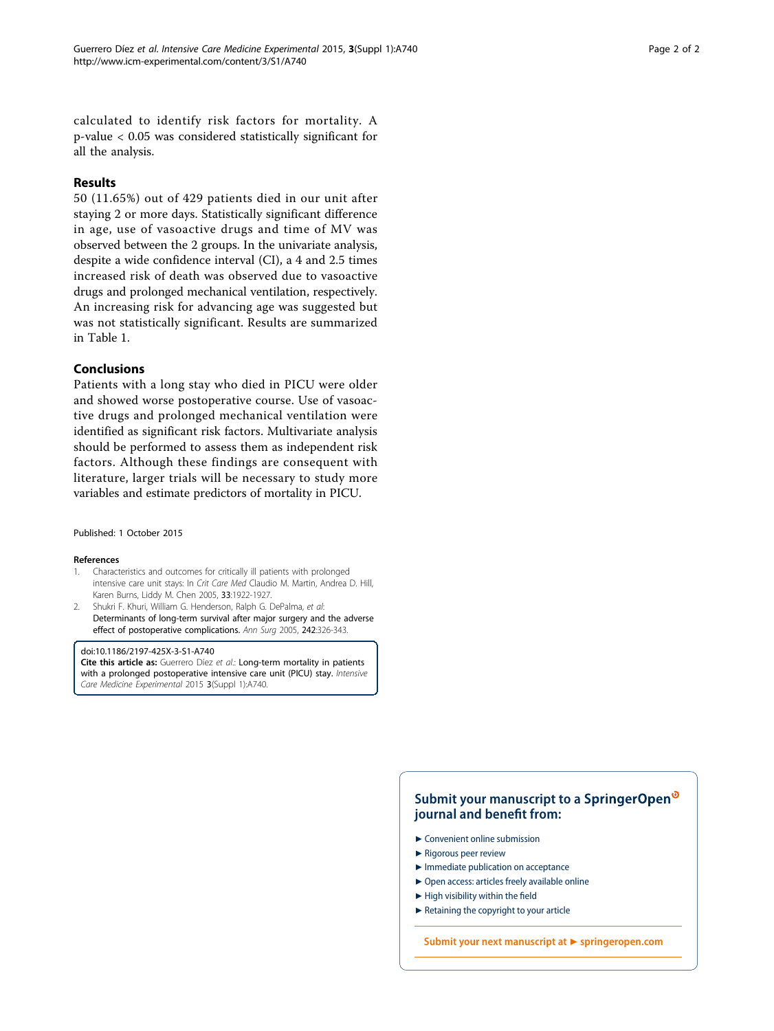calculated to identify risk factors for mortality. A p-value < 0.05 was considered statistically significant for all the analysis.

## Results

50 (11.65%) out of 429 patients died in our unit after staying 2 or more days. Statistically significant difference in age, use of vasoactive drugs and time of MV was observed between the 2 groups. In the univariate analysis, despite a wide confidence interval (CI), a 4 and 2.5 times increased risk of death was observed due to vasoactive drugs and prolonged mechanical ventilation, respectively. An increasing risk for advancing age was suggested but was not statistically significant. Results are summarized in Table 1.

## Conclusions

Patients with a long stay who died in PICU were older and showed worse postoperative course. Use of vasoactive drugs and prolonged mechanical ventilation were identified as significant risk factors. Multivariate analysis should be performed to assess them as independent risk factors. Although these findings are consequent with literature, larger trials will be necessary to study more variables and estimate predictors of mortality in PICU.

Published: 1 October 2015

#### References

1. Characteristics and outcomes for critically ill patients with prolonged intensive care unit stays: In *Crit Care Med* Claudio M. Martin, Andrea D. Hill, Karen Burns, Liddy M. Chen 2005, **33**:1922-1927.
2. Shukri F. Khuri, William G. Henderson, Ralph G. DePalma, *et al*: Determinants of long-term survival after major surgery and the adverse effect of postoperative complications. *Ann Surg* 2005, **242**:326-343.

doi:10.1186/2197-425X-3-S1-A740
**Cite this article as:** Guerrero Díez *et al.*: Long-term mortality in patients with a prolonged postoperative intensive care unit (PICU) stay. *Intensive Care Medicine Experimental* 2015 **3**(Suppl 1):A740.

**Submit your manuscript to a SpringerOpen journal and benefit from:**

- ► Convenient online submission
- ► Rigorous peer review
- ► Immediate publication on acceptance
- ► Open access: articles freely available online
- ► High visibility within the field
- ► Retaining the copyright to your article

**Submit your next manuscript at ► springeropen.com**